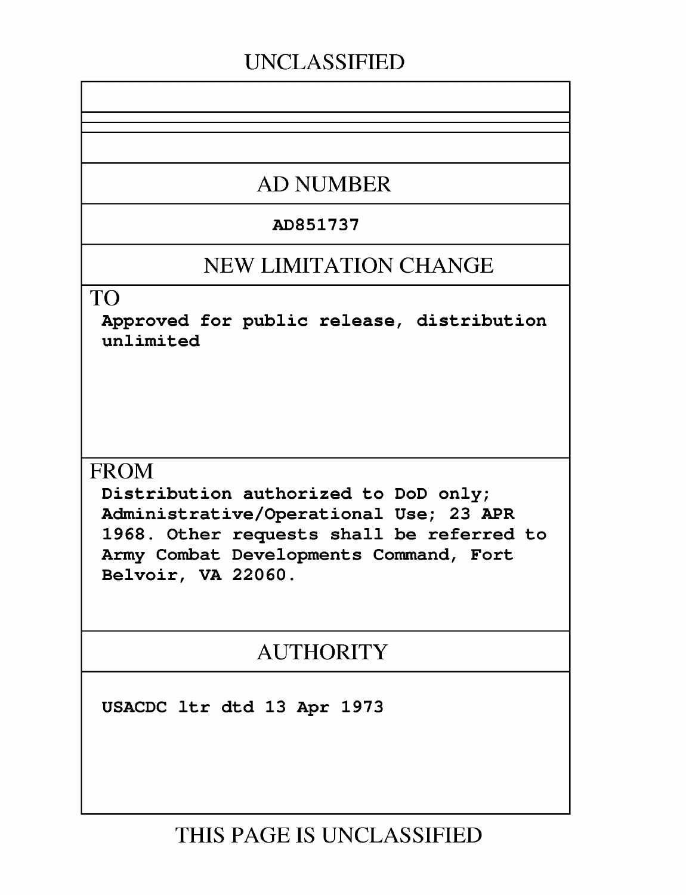UNCLASSIFIED

## AD NUMBER

**AD851737**

## NEW LIMITATION CHANGE

TO

**Approved for public release, distribution unlimited**

FROM

**Distribution authorized to DoD only; Administrative/Operational Use; 23 APR 1968. Other requests shall be referred to Army Combat Developments Command, Fort Belvoir, VA 22060.**

## AUTHORITY

**USACDC ltr dtd 13 Apr 1973**

THIS PAGE IS UNCLASSIFIED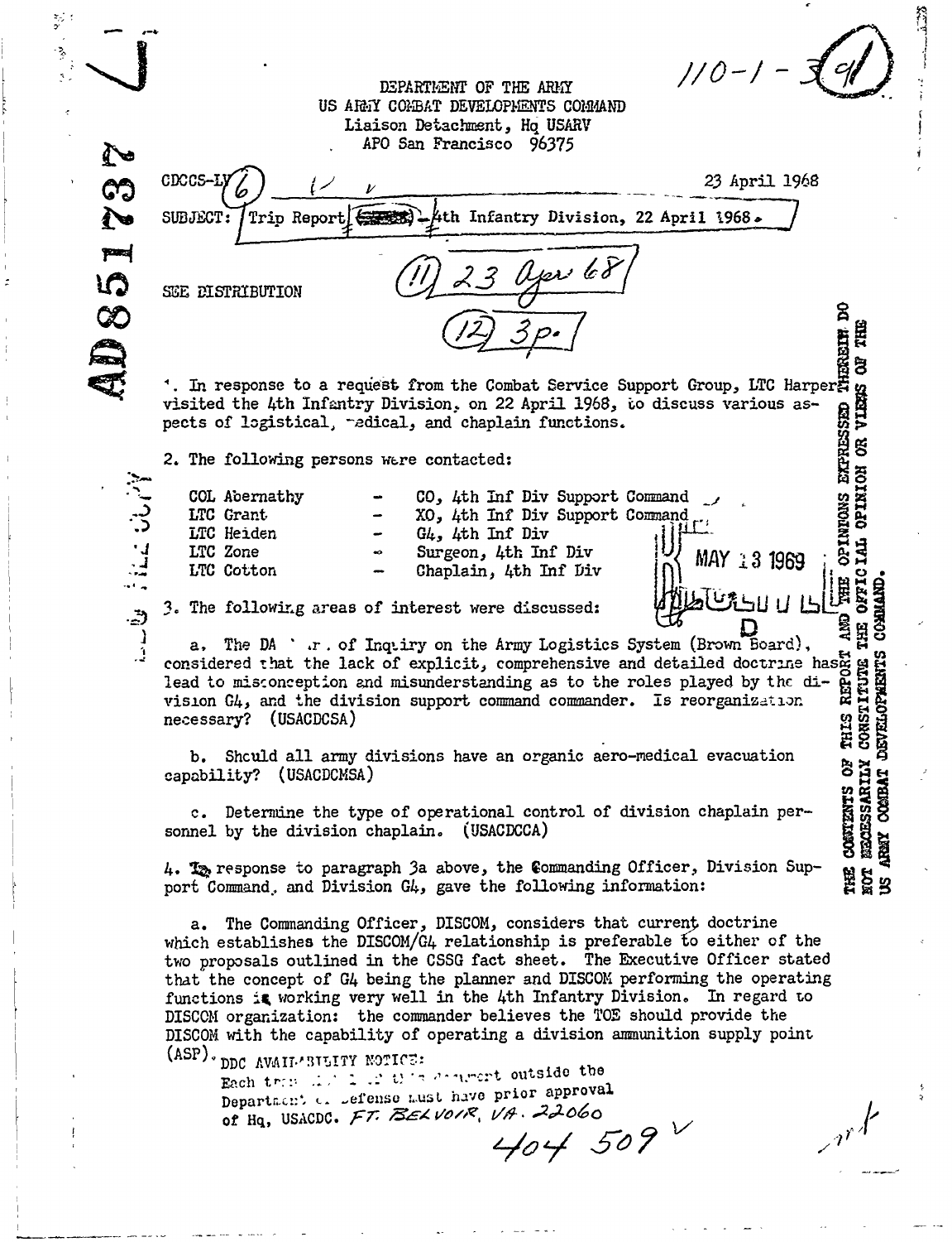110-1-3(91)

AD851737

DEPARTMENT OF THE ARMY
US ARMY COMBAT DEVELOPMENTS COMMAND
Liaison Detachment, Hq USARV
APO San Francisco 96375

CDCCS-LV (6)

23 April 1968

SUBJECT: Trip Report - 4th Infantry Division, 22 April 1968.

(11) 23 Apr 68

SEE DISTRIBUTION

(12) 3p.

1. In response to a request from the Combat Service Support Group, LTC Harper visited the 4th Infantry Division, on 22 April 1968, to discuss various aspects of logistical, medical, and chaplain functions.

2. The following persons were contacted:

| | | |
|---|---|---|
| COL Abernathy | - | CO, 4th Inf Div Support Command |
| LTC Grant | - | XO, 4th Inf Div Support Command |
| LTC Heiden | - | G4, 4th Inf Div |
| LTC Zone | - | Surgeon, 4th Inf Div |
| LTC Cotton | - | Chaplain, 4th Inf Div |

MAY 13 1969

3. The following areas of interest were discussed:

a. The DA Bd. of Inquiry on the Army Logistics System (Brown Board), considered that the lack of explicit, comprehensive and detailed doctrine has lead to misconception and misunderstanding as to the roles played by the division G4, and the division support command commander. Is reorganization necessary? (USACDCSA)

b. Should all army divisions have an organic aero-medical evacuation capability? (USACDCMSA)

c. Determine the type of operational control of division chaplain personnel by the division chaplain. (USACDCCA)

4. In response to paragraph 3a above, the Commanding Officer, Division Support Command, and Division G4, gave the following information:

a. The Commanding Officer, DISCOM, considers that current doctrine which establishes the DISCOM/G4 relationship is preferable to either of the two proposals outlined in the CSSG fact sheet. The Executive Officer stated that the concept of G4 being the planner and DISCOM performing the operating functions is working very well in the 4th Infantry Division. In regard to DISCOM organization: the commander believes the TOE should provide the DISCOM with the capability of operating a division ammunition supply point (ASP).

THE CONTENTS OF THIS REPORT AND THE OPINIONS EXPRESSED THEREIN DO NOT NECESSARILY CONSTITUTE THE OFFICIAL OPINION OR VIEWS OF THE US ARMY COMBAT DEVELOPMENTS COMMAND.

DDC AVAILABILITY NOTICE:
Each transmittal of this document outside the Department of Defense must have prior approval of Hq, USACDC. FT. BELVOIR, VA. 22060

404 509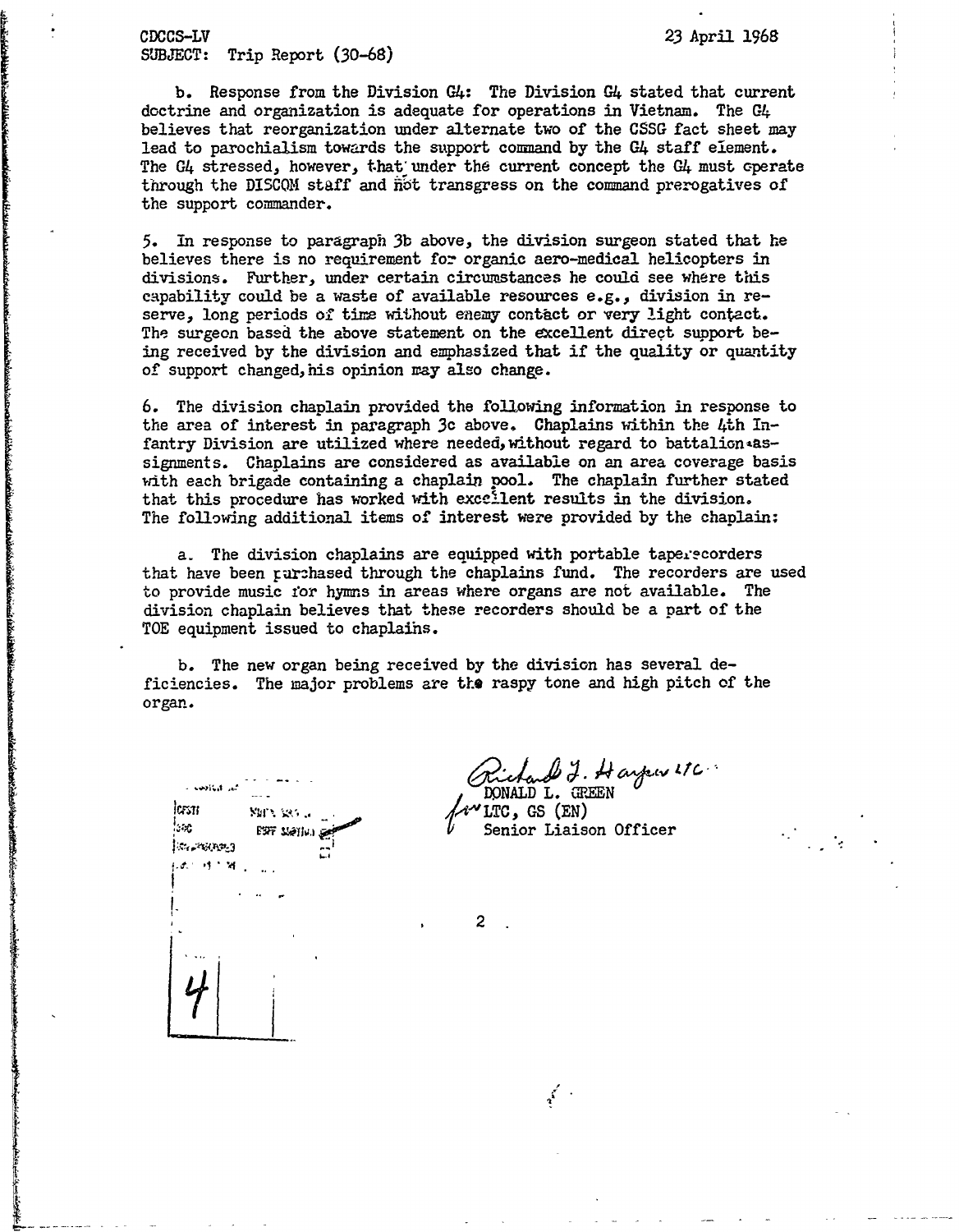CDCCS-LV
SUBJECT: Trip Report (30-68)

23 April 1968

b. Response from the Division G4: The Division G4 stated that current doctrine and organization is adequate for operations in Vietnam. The G4 believes that reorganization under alternate two of the CSSG fact sheet may lead to parochialism towards the support command by the G4 staff element. The G4 stressed, however, that under the current concept the G4 must operate through the DISCOM staff and not transgress on the command prerogatives of the support commander.

5. In response to paragraph 3b above, the division surgeon stated that he believes there is no requirement for organic aero-medical helicopters in divisions. Further, under certain circumstances he could see where this capability could be a waste of available resources e.g., division in reserve, long periods of time without enemy contact or very light contact. The surgeon based the above statement on the excellent direct support being received by the division and emphasized that if the quality or quantity of support changed, his opinion may also change.

6. The division chaplain provided the following information in response to the area of interest in paragraph 3c above. Chaplains within the 4th Infantry Division are utilized where needed, without regard to battalion assignments. Chaplains are considered as available on an area coverage basis with each brigade containing a chaplain pool. The chaplain further stated that this procedure has worked with excellent results in the division. The following additional items of interest were provided by the chaplain:

a. The division chaplains are equipped with portable taperecorders that have been purchased through the chaplains fund. The recorders are used to provide music for hymns in areas where organs are not available. The division chaplain believes that these recorders should be a part of the TOE equipment issued to chaplains.

b. The new organ being received by the division has several deficiencies. The major problems are the raspy tone and high pitch of the organ.

Richard J. Harper LTC
DONALD L. GREEN
for LTC, GS (EN)
Senior Liaison Officer